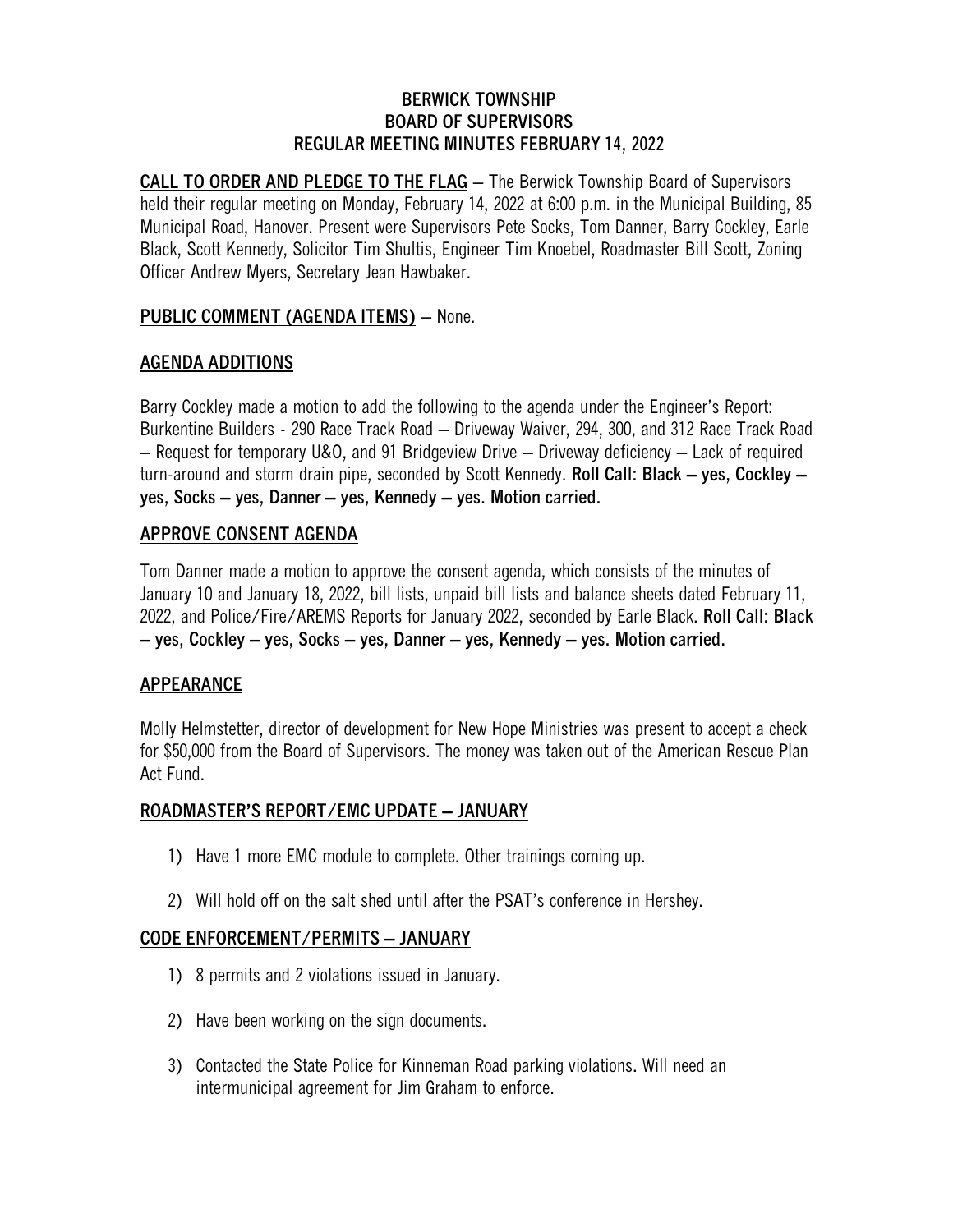# BERWICK TOWNSHIP
# BOARD OF SUPERVISORS
# REGULAR MEETING MINUTES FEBRUARY 14, 2022

**CALL TO ORDER AND PLEDGE TO THE FLAG** – The Berwick Township Board of Supervisors held their regular meeting on Monday, February 14, 2022 at 6:00 p.m. in the Municipal Building, 85 Municipal Road, Hanover. Present were Supervisors Pete Socks, Tom Danner, Barry Cockley, Earle Black, Scott Kennedy, Solicitor Tim Shultis, Engineer Tim Knoebel, Roadmaster Bill Scott, Zoning Officer Andrew Myers, Secretary Jean Hawbaker.

## PUBLIC COMMENT (AGENDA ITEMS) – None.

## AGENDA ADDITIONS

Barry Cockley made a motion to add the following to the agenda under the Engineer's Report: Burkentine Builders - 290 Race Track Road – Driveway Waiver, 294, 300, and 312 Race Track Road – Request for temporary U&O, and 91 Bridgeview Drive – Driveway deficiency – Lack of required turn-around and storm drain pipe, seconded by Scott Kennedy. **Roll Call: Black – yes, Cockley – yes, Socks – yes, Danner – yes, Kennedy – yes. Motion carried.**

## APPROVE CONSENT AGENDA

Tom Danner made a motion to approve the consent agenda, which consists of the minutes of January 10 and January 18, 2022, bill lists, unpaid bill lists and balance sheets dated February 11, 2022, and Police/Fire/AREMS Reports for January 2022, seconded by Earle Black. **Roll Call: Black – yes, Cockley – yes, Socks – yes, Danner – yes, Kennedy – yes. Motion carried.**

## APPEARANCE

Molly Helmstetter, director of development for New Hope Ministries was present to accept a check for $50,000 from the Board of Supervisors. The money was taken out of the American Rescue Plan Act Fund.

## ROADMASTER'S REPORT/EMC UPDATE – JANUARY

1) Have 1 more EMC module to complete. Other trainings coming up.
2) Will hold off on the salt shed until after the PSAT's conference in Hershey.

## CODE ENFORCEMENT/PERMITS – JANUARY

1) 8 permits and 2 violations issued in January.
2) Have been working on the sign documents.
3) Contacted the State Police for Kinneman Road parking violations. Will need an intermunicipal agreement for Jim Graham to enforce.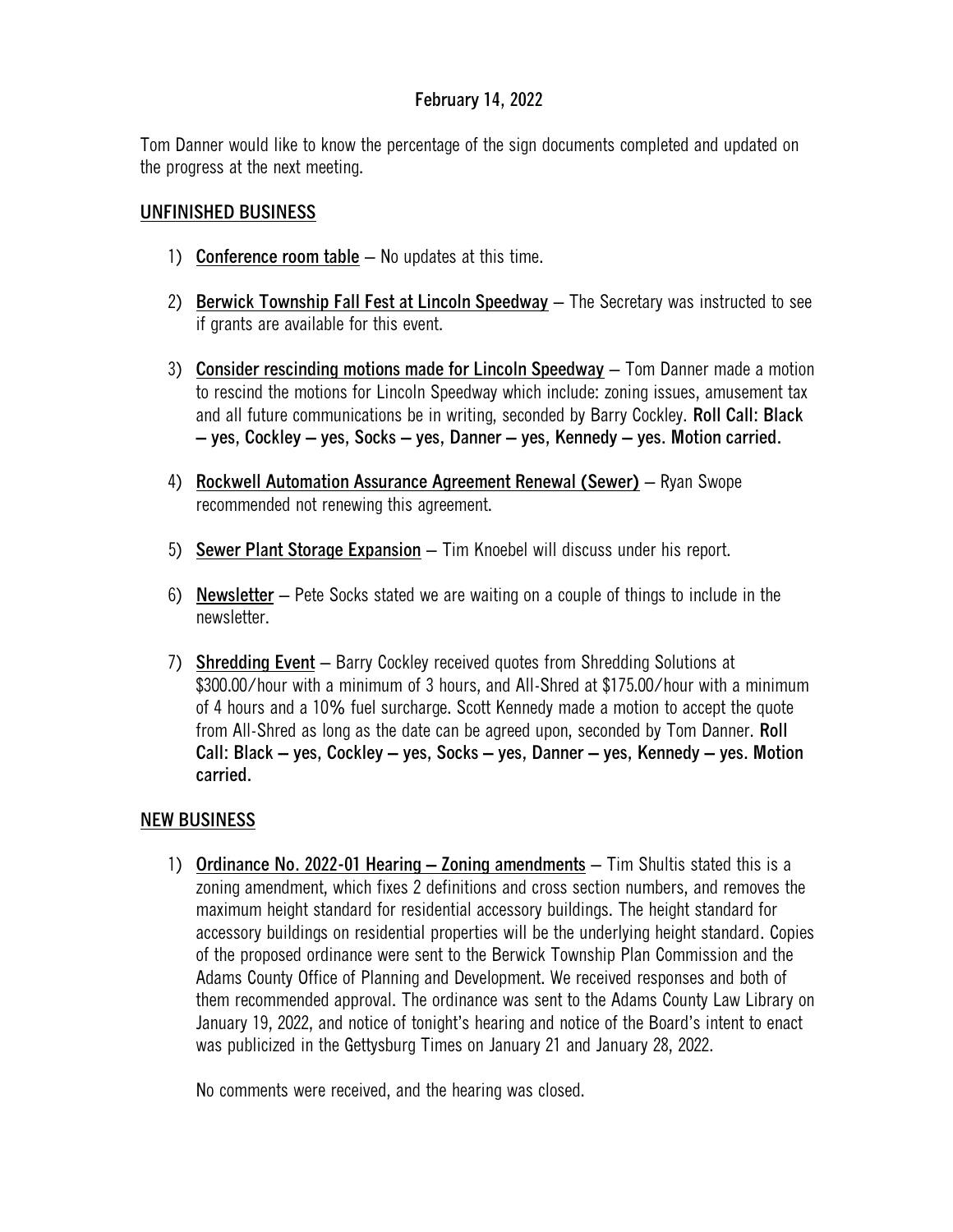February 14, 2022

Tom Danner would like to know the percentage of the sign documents completed and updated on the progress at the next meeting.

## UNFINISHED BUSINESS

1) **Conference room table** – No updates at this time.

2) **Berwick Township Fall Fest at Lincoln Speedway** – The Secretary was instructed to see if grants are available for this event.

3) **Consider rescinding motions made for Lincoln Speedway** – Tom Danner made a motion to rescind the motions for Lincoln Speedway which include: zoning issues, amusement tax and all future communications be in writing, seconded by Barry Cockley. **Roll Call: Black – yes, Cockley – yes, Socks – yes, Danner – yes, Kennedy – yes. Motion carried.**

4) **Rockwell Automation Assurance Agreement Renewal (Sewer)** – Ryan Swope recommended not renewing this agreement.

5) **Sewer Plant Storage Expansion** – Tim Knoebel will discuss under his report.

6) **Newsletter** – Pete Socks stated we are waiting on a couple of things to include in the newsletter.

7) **Shredding Event** – Barry Cockley received quotes from Shredding Solutions at $300.00/hour with a minimum of 3 hours, and All-Shred at $175.00/hour with a minimum of 4 hours and a 10% fuel surcharge. Scott Kennedy made a motion to accept the quote from All-Shred as long as the date can be agreed upon, seconded by Tom Danner. **Roll Call: Black – yes, Cockley – yes, Socks – yes, Danner – yes, Kennedy – yes. Motion carried.**

## NEW BUSINESS

1) **Ordinance No. 2022-01 Hearing – Zoning amendments** – Tim Shultis stated this is a zoning amendment, which fixes 2 definitions and cross section numbers, and removes the maximum height standard for residential accessory buildings. The height standard for accessory buildings on residential properties will be the underlying height standard. Copies of the proposed ordinance were sent to the Berwick Township Plan Commission and the Adams County Office of Planning and Development. We received responses and both of them recommended approval. The ordinance was sent to the Adams County Law Library on January 19, 2022, and notice of tonight's hearing and notice of the Board's intent to enact was publicized in the Gettysburg Times on January 21 and January 28, 2022.

   No comments were received, and the hearing was closed.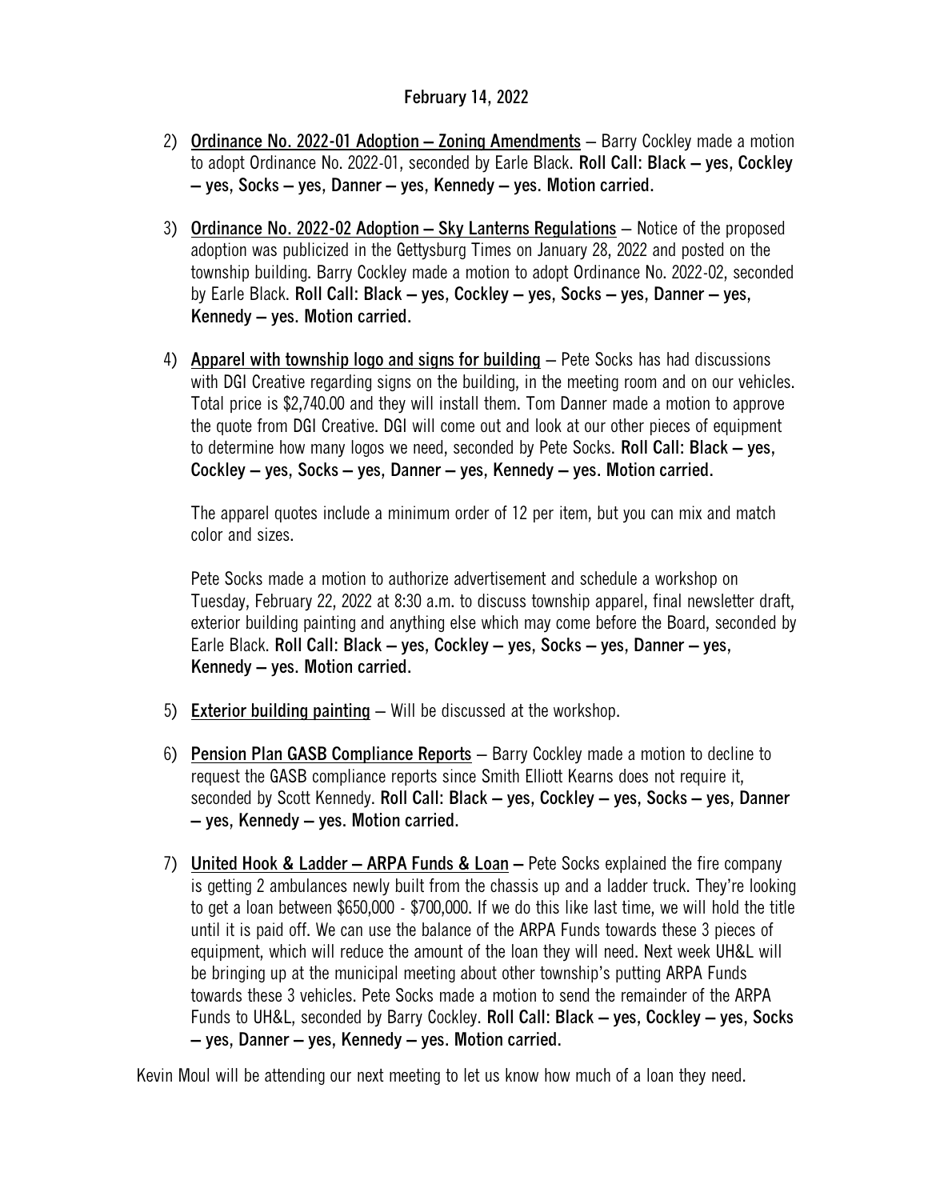February 14, 2022

2) Ordinance No. 2022-01 Adoption – Zoning Amendments – Barry Cockley made a motion to adopt Ordinance No. 2022-01, seconded by Earle Black. **Roll Call: Black – yes, Cockley – yes, Socks – yes, Danner – yes, Kennedy – yes. Motion carried.**

3) Ordinance No. 2022-02 Adoption – Sky Lanterns Regulations – Notice of the proposed adoption was publicized in the Gettysburg Times on January 28, 2022 and posted on the township building. Barry Cockley made a motion to adopt Ordinance No. 2022-02, seconded by Earle Black. **Roll Call: Black – yes, Cockley – yes, Socks – yes, Danner – yes, Kennedy – yes. Motion carried.**

4) Apparel with township logo and signs for building – Pete Socks has had discussions with DGI Creative regarding signs on the building, in the meeting room and on our vehicles. Total price is $2,740.00 and they will install them. Tom Danner made a motion to approve the quote from DGI Creative. DGI will come out and look at our other pieces of equipment to determine how many logos we need, seconded by Pete Socks. **Roll Call: Black – yes, Cockley – yes, Socks – yes, Danner – yes, Kennedy – yes. Motion carried.**

   The apparel quotes include a minimum order of 12 per item, but you can mix and match color and sizes.

   Pete Socks made a motion to authorize advertisement and schedule a workshop on Tuesday, February 22, 2022 at 8:30 a.m. to discuss township apparel, final newsletter draft, exterior building painting and anything else which may come before the Board, seconded by Earle Black. **Roll Call: Black – yes, Cockley – yes, Socks – yes, Danner – yes, Kennedy – yes. Motion carried.**

5) Exterior building painting – Will be discussed at the workshop.

6) Pension Plan GASB Compliance Reports – Barry Cockley made a motion to decline to request the GASB compliance reports since Smith Elliott Kearns does not require it, seconded by Scott Kennedy. **Roll Call: Black – yes, Cockley – yes, Socks – yes, Danner – yes, Kennedy – yes. Motion carried.**

7) United Hook & Ladder – ARPA Funds & Loan – Pete Socks explained the fire company is getting 2 ambulances newly built from the chassis up and a ladder truck. They're looking to get a loan between $650,000 - $700,000. If we do this like last time, we will hold the title until it is paid off. We can use the balance of the ARPA Funds towards these 3 pieces of equipment, which will reduce the amount of the loan they will need. Next week UH&L will be bringing up at the municipal meeting about other township's putting ARPA Funds towards these 3 vehicles. Pete Socks made a motion to send the remainder of the ARPA Funds to UH&L, seconded by Barry Cockley. **Roll Call: Black – yes, Cockley – yes, Socks – yes, Danner – yes, Kennedy – yes. Motion carried.**

Kevin Moul will be attending our next meeting to let us know how much of a loan they need.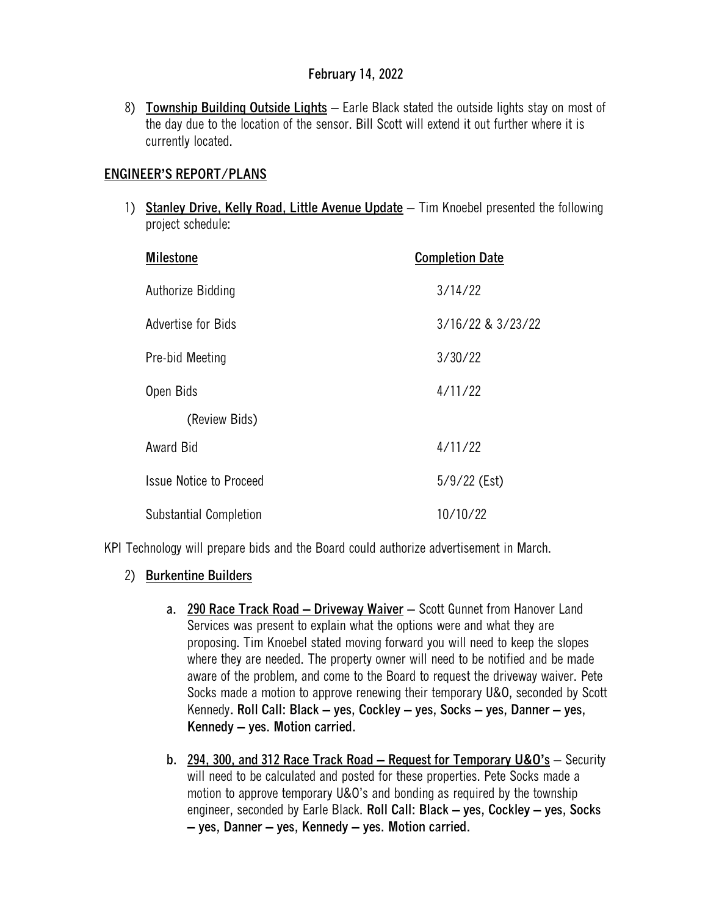February 14, 2022

8) **Township Building Outside Lights** – Earle Black stated the outside lights stay on most of the day due to the location of the sensor. Bill Scott will extend it out further where it is currently located.

## ENGINEER'S REPORT/PLANS

1) **Stanley Drive, Kelly Road, Little Avenue Update** – Tim Knoebel presented the following project schedule:

| Milestone | Completion Date |
|---|---|
| Authorize Bidding | 3/14/22 |
| Advertise for Bids | 3/16/22 & 3/23/22 |
| Pre-bid Meeting | 3/30/22 |
| Open Bids | 4/11/22 |
| (Review Bids) | |
| Award Bid | 4/11/22 |
| Issue Notice to Proceed | 5/9/22 (Est) |
| Substantial Completion | 10/10/22 |

KPI Technology will prepare bids and the Board could authorize advertisement in March.

2) **Burkentine Builders**

   a. **290 Race Track Road – Driveway Waiver** – Scott Gunnet from Hanover Land Services was present to explain what the options were and what they are proposing. Tim Knoebel stated moving forward you will need to keep the slopes where they are needed. The property owner will need to be notified and be made aware of the problem, and come to the Board to request the driveway waiver. Pete Socks made a motion to approve renewing their temporary U&O, seconded by Scott Kennedy. **Roll Call: Black – yes, Cockley – yes, Socks – yes, Danner – yes, Kennedy – yes. Motion carried.**

   b. **294, 300, and 312 Race Track Road – Request for Temporary U&O's** – Security will need to be calculated and posted for these properties. Pete Socks made a motion to approve temporary U&O's and bonding as required by the township engineer, seconded by Earle Black. **Roll Call: Black – yes, Cockley – yes, Socks – yes, Danner – yes, Kennedy – yes. Motion carried.**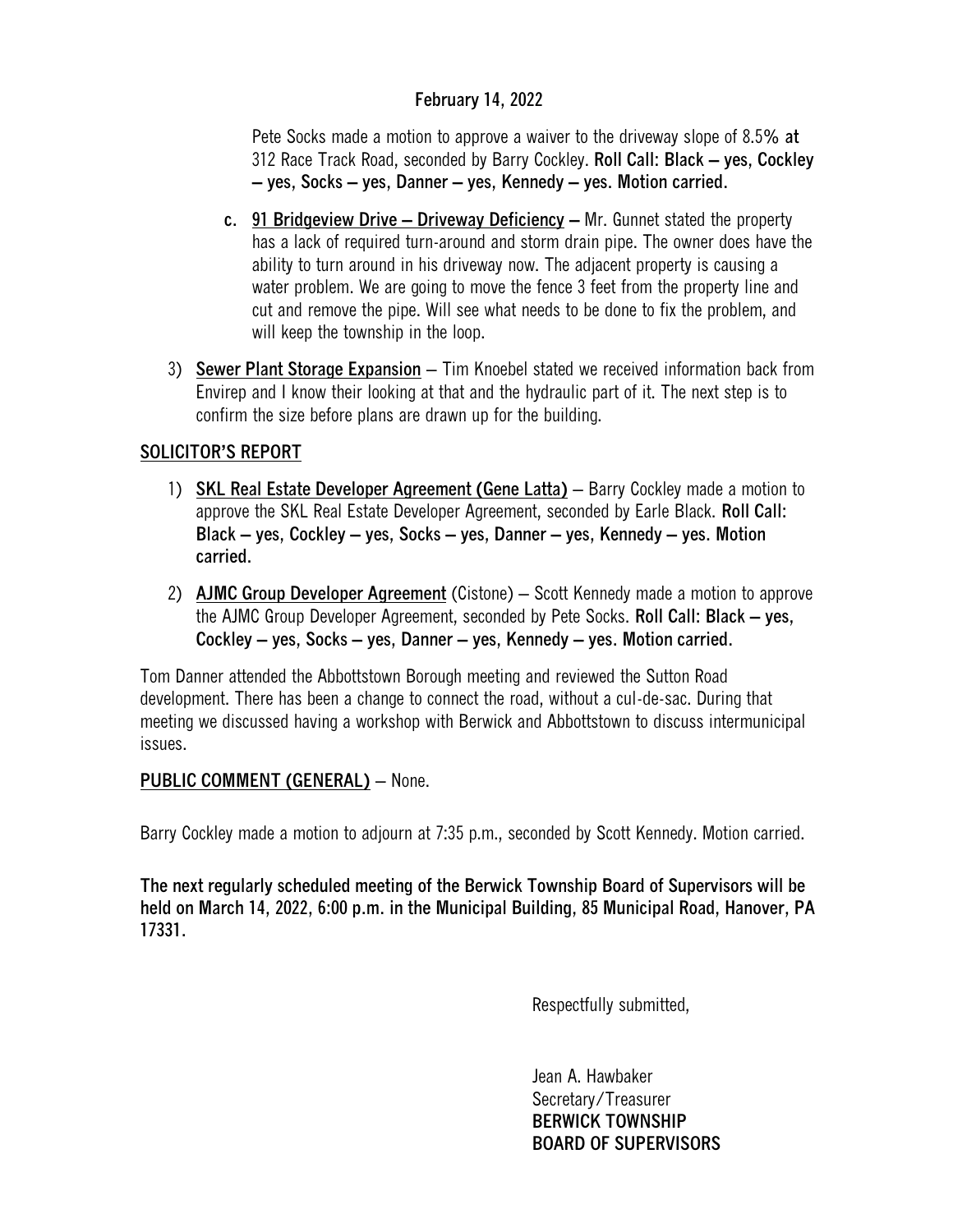February 14, 2022

Pete Socks made a motion to approve a waiver to the driveway slope of 8.5**%** **at** 312 Race Track Road, seconded by Barry Cockley. **Roll Call: Black – yes, Cockley – yes, Socks – yes, Danner – yes, Kennedy – yes. Motion carried.**

c. **91 Bridgeview Drive – Driveway Deficiency –** Mr. Gunnet stated the property has a lack of required turn-around and storm drain pipe. The owner does have the ability to turn around in his driveway now. The adjacent property is causing a water problem. We are going to move the fence 3 feet from the property line and cut and remove the pipe. Will see what needs to be done to fix the problem, and will keep the township in the loop.

3) Sewer Plant Storage Expansion – Tim Knoebel stated we received information back from Envirep and I know their looking at that and the hydraulic part of it. The next step is to confirm the size before plans are drawn up for the building.

## SOLICITOR'S REPORT

1) **SKL Real Estate Developer Agreement (Gene Latta)** – Barry Cockley made a motion to approve the SKL Real Estate Developer Agreement, seconded by Earle Black. **Roll Call: Black – yes, Cockley – yes, Socks – yes, Danner – yes, Kennedy – yes. Motion carried.**

2) **AJMC Group Developer Agreement** (Cistone) – Scott Kennedy made a motion to approve the AJMC Group Developer Agreement, seconded by Pete Socks. **Roll Call: Black – yes, Cockley – yes, Socks – yes, Danner – yes, Kennedy – yes. Motion carried.**

Tom Danner attended the Abbottstown Borough meeting and reviewed the Sutton Road development. There has been a change to connect the road, without a cul-de-sac. During that meeting we discussed having a workshop with Berwick and Abbottstown to discuss intermunicipal issues.

**PUBLIC COMMENT (GENERAL)** – None.

Barry Cockley made a motion to adjourn at 7:35 p.m., seconded by Scott Kennedy. Motion carried.

**The next regularly scheduled meeting of the Berwick Township Board of Supervisors will be held on March 14, 2022, 6:00 p.m. in the Municipal Building, 85 Municipal Road, Hanover, PA 17331.**

Respectfully submitted,

Jean A. Hawbaker
Secretary/Treasurer
**BERWICK TOWNSHIP**
**BOARD OF SUPERVISORS**